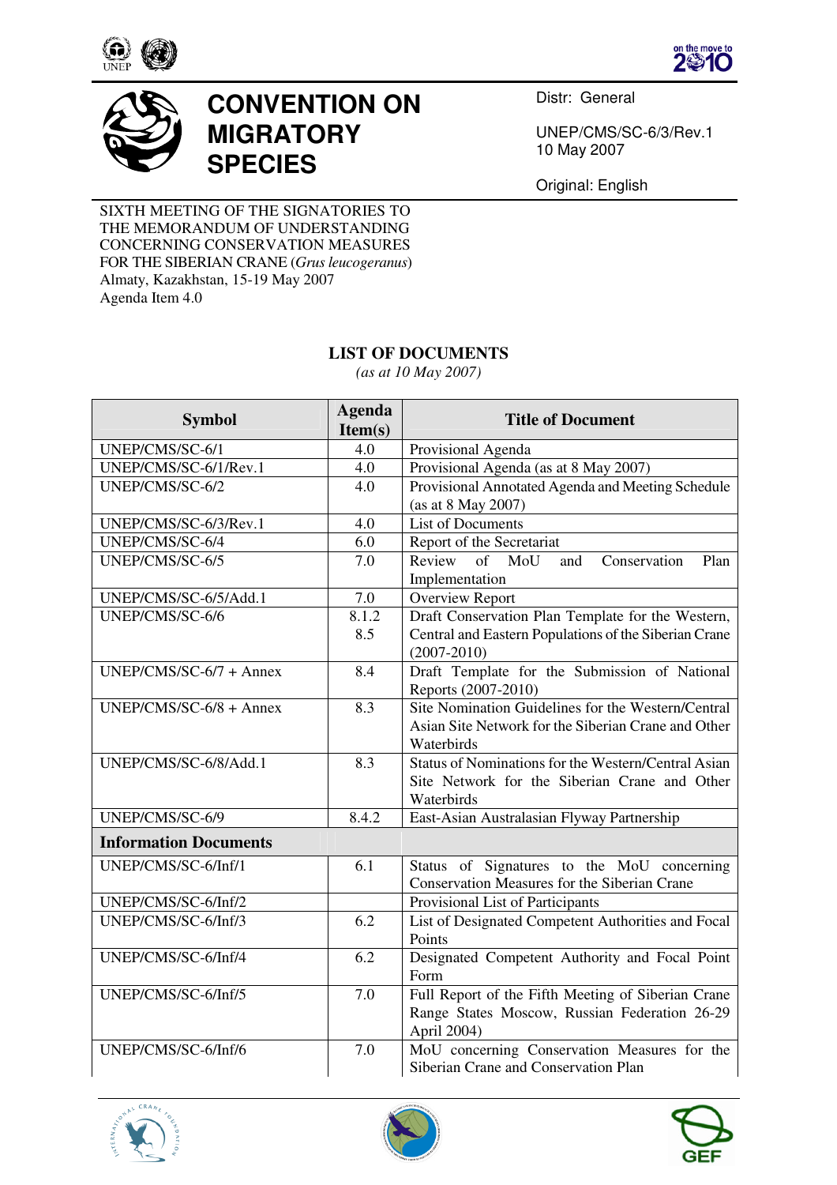# CONVENTION ON MIGRATORY SPECIES

Distr: General

UNEP/CMS/SC-6/3/Rev.1
10 May 2007

Original: English

SIXTH MEETING OF THE SIGNATORIES TO THE MEMORANDUM OF UNDERSTANDING CONCERNING CONSERVATION MEASURES FOR THE SIBERIAN CRANE (*Grus leucogeranus*)
Almaty, Kazakhstan, 15-19 May 2007
Agenda Item 4.0

## LIST OF DOCUMENTS

*(as at 10 May 2007)*

| Symbol | Agenda Item(s) | Title of Document |
|---|---|---|
| UNEP/CMS/SC-6/1 | 4.0 | Provisional Agenda |
| UNEP/CMS/SC-6/1/Rev.1 | 4.0 | Provisional Agenda (as at 8 May 2007) |
| UNEP/CMS/SC-6/2 | 4.0 | Provisional Annotated Agenda and Meeting Schedule (as at 8 May 2007) |
| UNEP/CMS/SC-6/3/Rev.1 | 4.0 | List of Documents |
| UNEP/CMS/SC-6/4 | 6.0 | Report of the Secretariat |
| UNEP/CMS/SC-6/5 | 7.0 | Review of MoU and Conservation Plan Implementation |
| UNEP/CMS/SC-6/5/Add.1 | 7.0 | Overview Report |
| UNEP/CMS/SC-6/6 | 8.1.2<br>8.5 | Draft Conservation Plan Template for the Western, Central and Eastern Populations of the Siberian Crane (2007-2010) |
| UNEP/CMS/SC-6/7 + Annex | 8.4 | Draft Template for the Submission of National Reports (2007-2010) |
| UNEP/CMS/SC-6/8 + Annex | 8.3 | Site Nomination Guidelines for the Western/Central Asian Site Network for the Siberian Crane and Other Waterbirds |
| UNEP/CMS/SC-6/8/Add.1 | 8.3 | Status of Nominations for the Western/Central Asian Site Network for the Siberian Crane and Other Waterbirds |
| UNEP/CMS/SC-6/9 | 8.4.2 | East-Asian Australasian Flyway Partnership |
| **Information Documents** | | |
| UNEP/CMS/SC-6/Inf/1 | 6.1 | Status of Signatures to the MoU concerning Conservation Measures for the Siberian Crane |
| UNEP/CMS/SC-6/Inf/2 | | Provisional List of Participants |
| UNEP/CMS/SC-6/Inf/3 | 6.2 | List of Designated Competent Authorities and Focal Points |
| UNEP/CMS/SC-6/Inf/4 | 6.2 | Designated Competent Authority and Focal Point Form |
| UNEP/CMS/SC-6/Inf/5 | 7.0 | Full Report of the Fifth Meeting of Siberian Crane Range States Moscow, Russian Federation 26-29 April 2004) |
| UNEP/CMS/SC-6/Inf/6 | 7.0 | MoU concerning Conservation Measures for the Siberian Crane and Conservation Plan |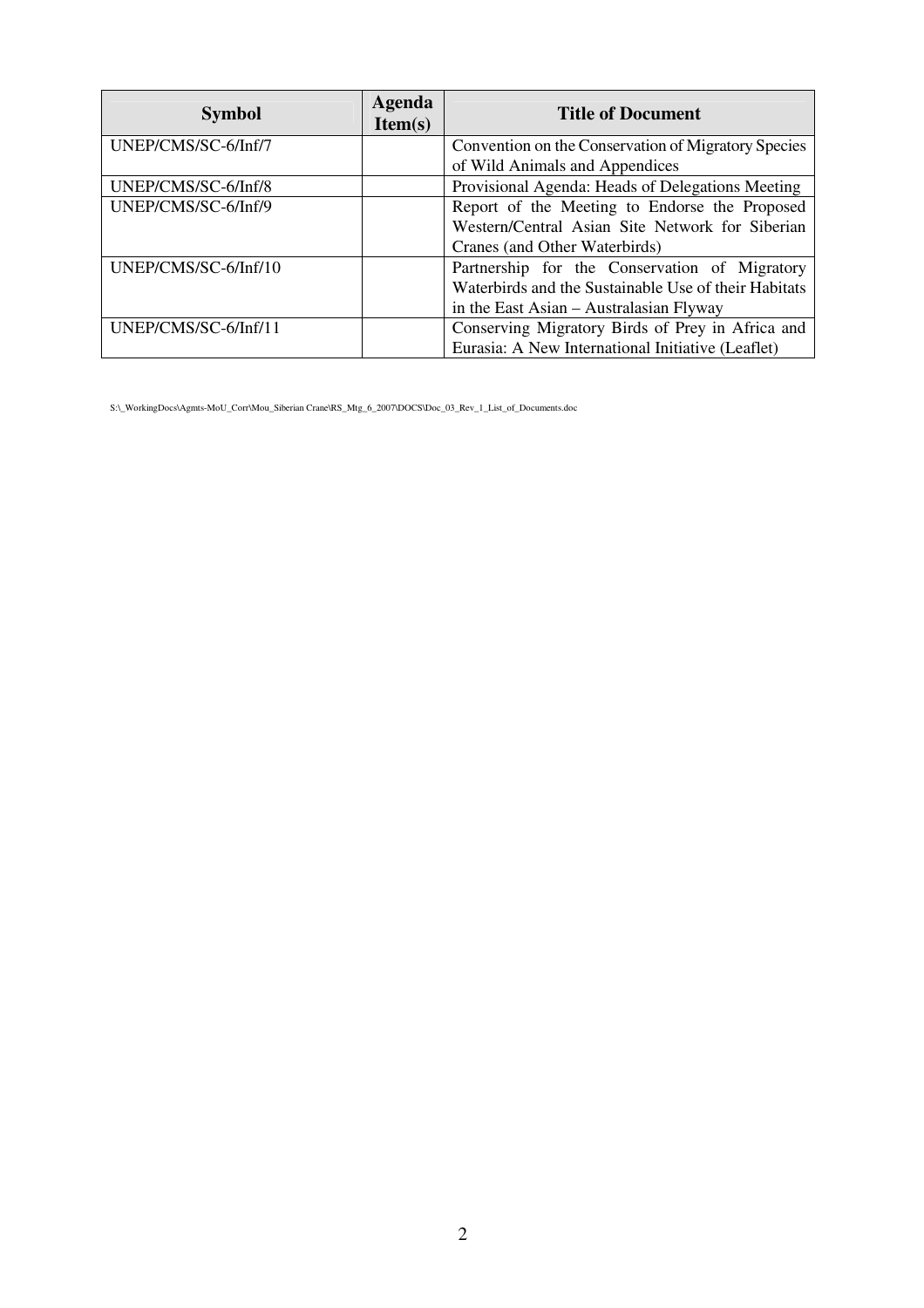| Symbol | Agenda Item(s) | Title of Document |
|---|---|---|
| UNEP/CMS/SC-6/Inf/7 | | Convention on the Conservation of Migratory Species of Wild Animals and Appendices |
| UNEP/CMS/SC-6/Inf/8 | | Provisional Agenda: Heads of Delegations Meeting |
| UNEP/CMS/SC-6/Inf/9 | | Report of the Meeting to Endorse the Proposed Western/Central Asian Site Network for Siberian Cranes (and Other Waterbirds) |
| UNEP/CMS/SC-6/Inf/10 | | Partnership for the Conservation of Migratory Waterbirds and the Sustainable Use of their Habitats in the East Asian – Australasian Flyway |
| UNEP/CMS/SC-6/Inf/11 | | Conserving Migratory Birds of Prey in Africa and Eurasia: A New International Initiative (Leaflet) |

S:\_WorkingDocs\Agmts-MoU_Corr\Mou_Siberian Crane\RS_Mtg_6_2007\DOCS\Doc_03_Rev_1_List_of_Documents.doc